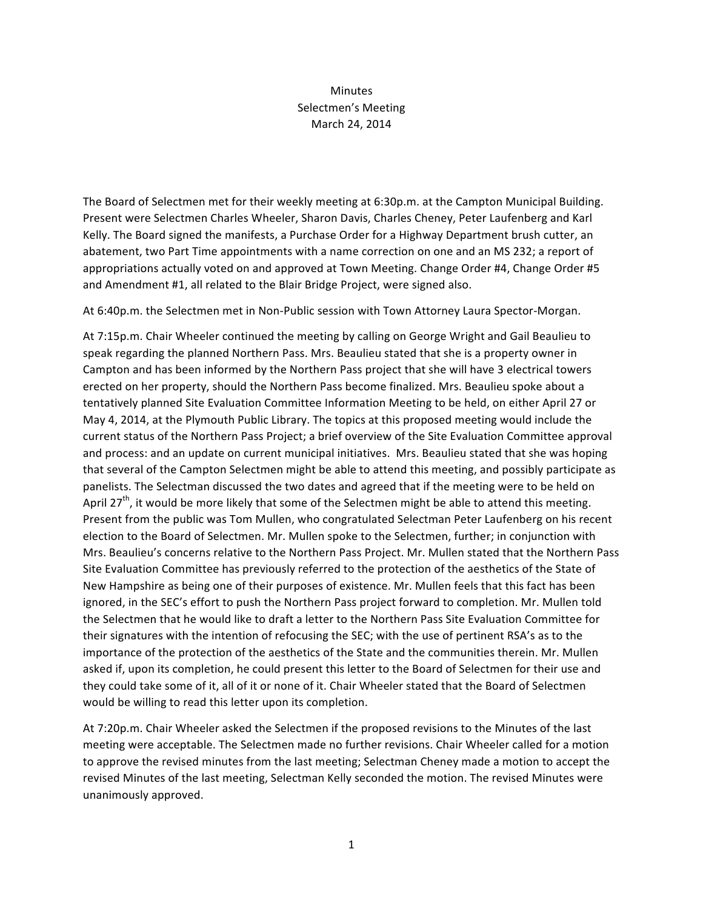# Minutes
## Selectmen's Meeting
## March 24, 2014

The Board of Selectmen met for their weekly meeting at 6:30p.m. at the Campton Municipal Building. Present were Selectmen Charles Wheeler, Sharon Davis, Charles Cheney, Peter Laufenberg and Karl Kelly. The Board signed the manifests, a Purchase Order for a Highway Department brush cutter, an abatement, two Part Time appointments with a name correction on one and an MS 232; a report of appropriations actually voted on and approved at Town Meeting. Change Order #4, Change Order #5 and Amendment #1, all related to the Blair Bridge Project, were signed also.

At 6:40p.m. the Selectmen met in Non-Public session with Town Attorney Laura Spector-Morgan.

At 7:15p.m. Chair Wheeler continued the meeting by calling on George Wright and Gail Beaulieu to speak regarding the planned Northern Pass. Mrs. Beaulieu stated that she is a property owner in Campton and has been informed by the Northern Pass project that she will have 3 electrical towers erected on her property, should the Northern Pass become finalized. Mrs. Beaulieu spoke about a tentatively planned Site Evaluation Committee Information Meeting to be held, on either April 27 or May 4, 2014, at the Plymouth Public Library. The topics at this proposed meeting would include the current status of the Northern Pass Project; a brief overview of the Site Evaluation Committee approval and process: and an update on current municipal initiatives. Mrs. Beaulieu stated that she was hoping that several of the Campton Selectmen might be able to attend this meeting, and possibly participate as panelists. The Selectman discussed the two dates and agreed that if the meeting were to be held on April 27th, it would be more likely that some of the Selectmen might be able to attend this meeting. Present from the public was Tom Mullen, who congratulated Selectman Peter Laufenberg on his recent election to the Board of Selectmen. Mr. Mullen spoke to the Selectmen, further; in conjunction with Mrs. Beaulieu's concerns relative to the Northern Pass Project. Mr. Mullen stated that the Northern Pass Site Evaluation Committee has previously referred to the protection of the aesthetics of the State of New Hampshire as being one of their purposes of existence. Mr. Mullen feels that this fact has been ignored, in the SEC's effort to push the Northern Pass project forward to completion. Mr. Mullen told the Selectmen that he would like to draft a letter to the Northern Pass Site Evaluation Committee for their signatures with the intention of refocusing the SEC; with the use of pertinent RSA's as to the importance of the protection of the aesthetics of the State and the communities therein. Mr. Mullen asked if, upon its completion, he could present this letter to the Board of Selectmen for their use and they could take some of it, all of it or none of it. Chair Wheeler stated that the Board of Selectmen would be willing to read this letter upon its completion.

At 7:20p.m. Chair Wheeler asked the Selectmen if the proposed revisions to the Minutes of the last meeting were acceptable. The Selectmen made no further revisions. Chair Wheeler called for a motion to approve the revised minutes from the last meeting; Selectman Cheney made a motion to accept the revised Minutes of the last meeting, Selectman Kelly seconded the motion. The revised Minutes were unanimously approved.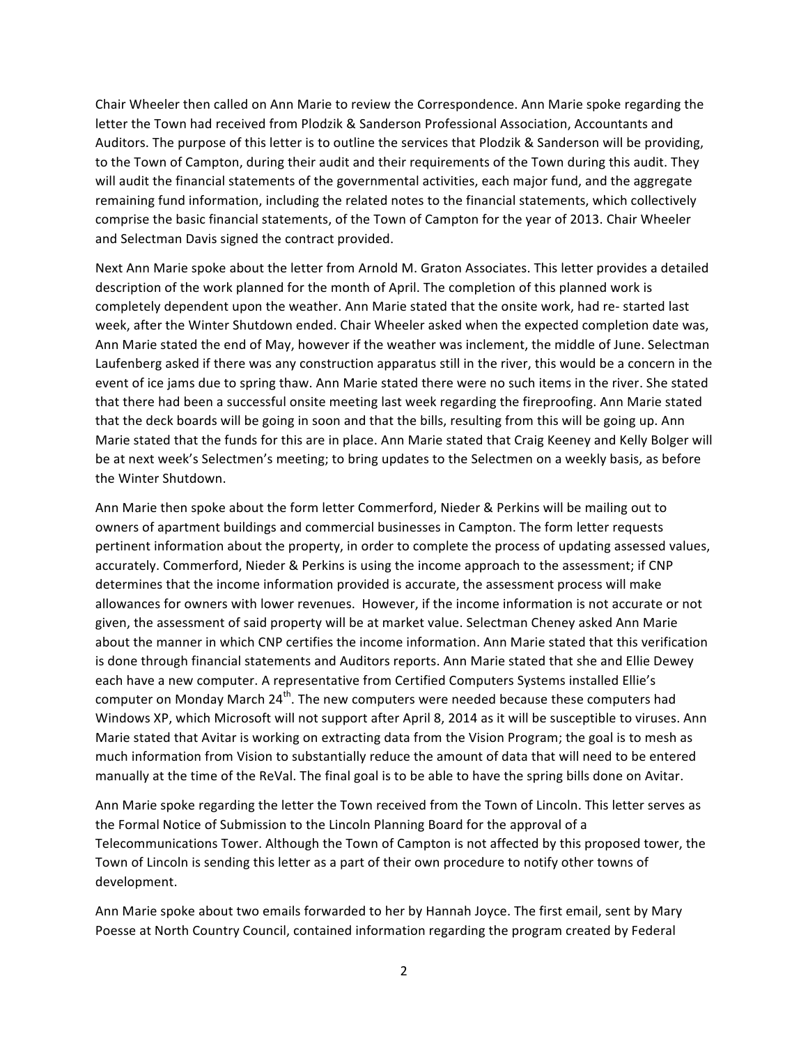Chair Wheeler then called on Ann Marie to review the Correspondence. Ann Marie spoke regarding the letter the Town had received from Plodzik & Sanderson Professional Association, Accountants and Auditors. The purpose of this letter is to outline the services that Plodzik & Sanderson will be providing, to the Town of Campton, during their audit and their requirements of the Town during this audit. They will audit the financial statements of the governmental activities, each major fund, and the aggregate remaining fund information, including the related notes to the financial statements, which collectively comprise the basic financial statements, of the Town of Campton for the year of 2013. Chair Wheeler and Selectman Davis signed the contract provided.

Next Ann Marie spoke about the letter from Arnold M. Graton Associates. This letter provides a detailed description of the work planned for the month of April. The completion of this planned work is completely dependent upon the weather. Ann Marie stated that the onsite work, had re- started last week, after the Winter Shutdown ended. Chair Wheeler asked when the expected completion date was, Ann Marie stated the end of May, however if the weather was inclement, the middle of June. Selectman Laufenberg asked if there was any construction apparatus still in the river, this would be a concern in the event of ice jams due to spring thaw. Ann Marie stated there were no such items in the river. She stated that there had been a successful onsite meeting last week regarding the fireproofing. Ann Marie stated that the deck boards will be going in soon and that the bills, resulting from this will be going up. Ann Marie stated that the funds for this are in place. Ann Marie stated that Craig Keeney and Kelly Bolger will be at next week's Selectmen's meeting; to bring updates to the Selectmen on a weekly basis, as before the Winter Shutdown.

Ann Marie then spoke about the form letter Commerford, Nieder & Perkins will be mailing out to owners of apartment buildings and commercial businesses in Campton. The form letter requests pertinent information about the property, in order to complete the process of updating assessed values, accurately. Commerford, Nieder & Perkins is using the income approach to the assessment; if CNP determines that the income information provided is accurate, the assessment process will make allowances for owners with lower revenues. However, if the income information is not accurate or not given, the assessment of said property will be at market value. Selectman Cheney asked Ann Marie about the manner in which CNP certifies the income information. Ann Marie stated that this verification is done through financial statements and Auditors reports. Ann Marie stated that she and Ellie Dewey each have a new computer. A representative from Certified Computers Systems installed Ellie's computer on Monday March 24th. The new computers were needed because these computers had Windows XP, which Microsoft will not support after April 8, 2014 as it will be susceptible to viruses. Ann Marie stated that Avitar is working on extracting data from the Vision Program; the goal is to mesh as much information from Vision to substantially reduce the amount of data that will need to be entered manually at the time of the ReVal. The final goal is to be able to have the spring bills done on Avitar.

Ann Marie spoke regarding the letter the Town received from the Town of Lincoln. This letter serves as the Formal Notice of Submission to the Lincoln Planning Board for the approval of a Telecommunications Tower. Although the Town of Campton is not affected by this proposed tower, the Town of Lincoln is sending this letter as a part of their own procedure to notify other towns of development.

Ann Marie spoke about two emails forwarded to her by Hannah Joyce. The first email, sent by Mary Poesse at North Country Council, contained information regarding the program created by Federal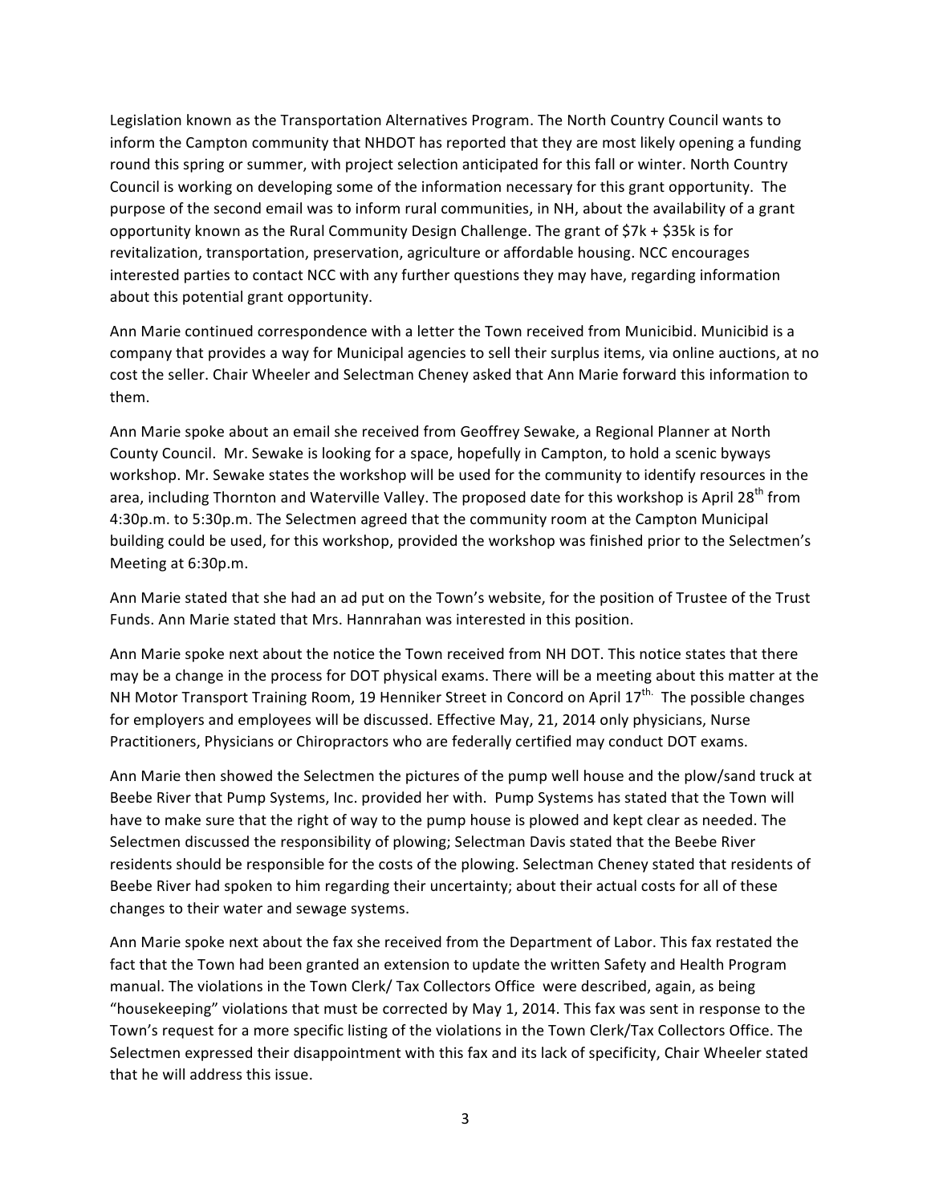Legislation known as the Transportation Alternatives Program. The North Country Council wants to inform the Campton community that NHDOT has reported that they are most likely opening a funding round this spring or summer, with project selection anticipated for this fall or winter. North Country Council is working on developing some of the information necessary for this grant opportunity. The purpose of the second email was to inform rural communities, in NH, about the availability of a grant opportunity known as the Rural Community Design Challenge. The grant of $7k + $35k is for revitalization, transportation, preservation, agriculture or affordable housing. NCC encourages interested parties to contact NCC with any further questions they may have, regarding information about this potential grant opportunity.

Ann Marie continued correspondence with a letter the Town received from Municibid. Municibid is a company that provides a way for Municipal agencies to sell their surplus items, via online auctions, at no cost the seller. Chair Wheeler and Selectman Cheney asked that Ann Marie forward this information to them.

Ann Marie spoke about an email she received from Geoffrey Sewake, a Regional Planner at North County Council. Mr. Sewake is looking for a space, hopefully in Campton, to hold a scenic byways workshop. Mr. Sewake states the workshop will be used for the community to identify resources in the area, including Thornton and Waterville Valley. The proposed date for this workshop is April 28th from 4:30p.m. to 5:30p.m. The Selectmen agreed that the community room at the Campton Municipal building could be used, for this workshop, provided the workshop was finished prior to the Selectmen's Meeting at 6:30p.m.

Ann Marie stated that she had an ad put on the Town's website, for the position of Trustee of the Trust Funds. Ann Marie stated that Mrs. Hannrahan was interested in this position.

Ann Marie spoke next about the notice the Town received from NH DOT. This notice states that there may be a change in the process for DOT physical exams. There will be a meeting about this matter at the NH Motor Transport Training Room, 19 Henniker Street in Concord on April 17th. The possible changes for employers and employees will be discussed. Effective May, 21, 2014 only physicians, Nurse Practitioners, Physicians or Chiropractors who are federally certified may conduct DOT exams.

Ann Marie then showed the Selectmen the pictures of the pump well house and the plow/sand truck at Beebe River that Pump Systems, Inc. provided her with. Pump Systems has stated that the Town will have to make sure that the right of way to the pump house is plowed and kept clear as needed. The Selectmen discussed the responsibility of plowing; Selectman Davis stated that the Beebe River residents should be responsible for the costs of the plowing. Selectman Cheney stated that residents of Beebe River had spoken to him regarding their uncertainty; about their actual costs for all of these changes to their water and sewage systems.

Ann Marie spoke next about the fax she received from the Department of Labor. This fax restated the fact that the Town had been granted an extension to update the written Safety and Health Program manual. The violations in the Town Clerk/ Tax Collectors Office were described, again, as being "housekeeping" violations that must be corrected by May 1, 2014. This fax was sent in response to the Town's request for a more specific listing of the violations in the Town Clerk/Tax Collectors Office. The Selectmen expressed their disappointment with this fax and its lack of specificity, Chair Wheeler stated that he will address this issue.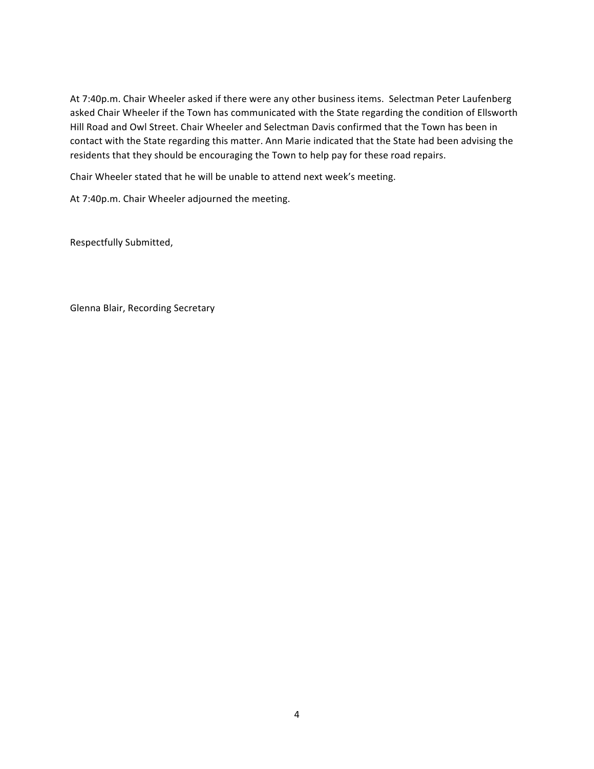At 7:40p.m. Chair Wheeler asked if there were any other business items. Selectman Peter Laufenberg asked Chair Wheeler if the Town has communicated with the State regarding the condition of Ellsworth Hill Road and Owl Street. Chair Wheeler and Selectman Davis confirmed that the Town has been in contact with the State regarding this matter. Ann Marie indicated that the State had been advising the residents that they should be encouraging the Town to help pay for these road repairs.

Chair Wheeler stated that he will be unable to attend next week's meeting.

At 7:40p.m. Chair Wheeler adjourned the meeting.

Respectfully Submitted,

Glenna Blair, Recording Secretary